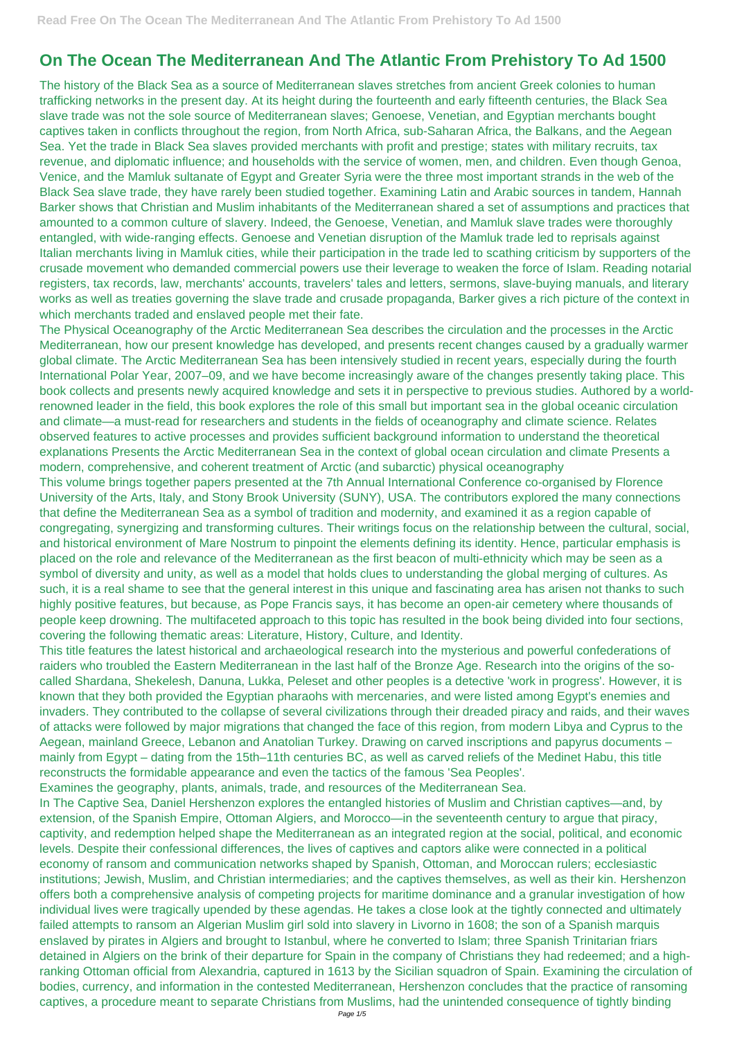# On The Ocean The Mediterranean And The Atlantic From Prehistory To Ad 1500

The history of the Black Sea as a source of Mediterranean slaves stretches from ancient Greek colonies to human trafficking networks in the present day. At its height during the fourteenth and early fifteenth centuries, the Black Sea slave trade was not the sole source of Mediterranean slaves; Genoese, Venetian, and Egyptian merchants bought captives taken in conflicts throughout the region, from North Africa, sub-Saharan Africa, the Balkans, and the Aegean Sea. Yet the trade in Black Sea slaves provided merchants with profit and prestige; states with military recruits, tax revenue, and diplomatic influence; and households with the service of women, men, and children. Even though Genoa, Venice, and the Mamluk sultanate of Egypt and Greater Syria were the three most important strands in the web of the Black Sea slave trade, they have rarely been studied together. Examining Latin and Arabic sources in tandem, Hannah Barker shows that Christian and Muslim inhabitants of the Mediterranean shared a set of assumptions and practices that amounted to a common culture of slavery. Indeed, the Genoese, Venetian, and Mamluk slave trades were thoroughly entangled, with wide-ranging effects. Genoese and Venetian disruption of the Mamluk trade led to reprisals against Italian merchants living in Mamluk cities, while their participation in the trade led to scathing criticism by supporters of the crusade movement who demanded commercial powers use their leverage to weaken the force of Islam. Reading notarial registers, tax records, law, merchants' accounts, travelers' tales and letters, sermons, slave-buying manuals, and literary works as well as treaties governing the slave trade and crusade propaganda, Barker gives a rich picture of the context in which merchants traded and enslaved people met their fate.

The Physical Oceanography of the Arctic Mediterranean Sea describes the circulation and the processes in the Arctic Mediterranean, how our present knowledge has developed, and presents recent changes caused by a gradually warmer global climate. The Arctic Mediterranean Sea has been intensively studied in recent years, especially during the fourth International Polar Year, 2007–09, and we have become increasingly aware of the changes presently taking place. This book collects and presents newly acquired knowledge and sets it in perspective to previous studies. Authored by a world-renowned leader in the field, this book explores the role of this small but important sea in the global oceanic circulation and climate—a must-read for researchers and students in the fields of oceanography and climate science. Relates observed features to active processes and provides sufficient background information to understand the theoretical explanations Presents the Arctic Mediterranean Sea in the context of global ocean circulation and climate Presents a modern, comprehensive, and coherent treatment of Arctic (and subarctic) physical oceanography

This volume brings together papers presented at the 7th Annual International Conference co-organised by Florence University of the Arts, Italy, and Stony Brook University (SUNY), USA. The contributors explored the many connections that define the Mediterranean Sea as a symbol of tradition and modernity, and examined it as a region capable of congregating, synergizing and transforming cultures. Their writings focus on the relationship between the cultural, social, and historical environment of Mare Nostrum to pinpoint the elements defining its identity. Hence, particular emphasis is placed on the role and relevance of the Mediterranean as the first beacon of multi-ethnicity which may be seen as a symbol of diversity and unity, as well as a model that holds clues to understanding the global merging of cultures. As such, it is a real shame to see that the general interest in this unique and fascinating area has arisen not thanks to such highly positive features, but because, as Pope Francis says, it has become an open-air cemetery where thousands of people keep drowning. The multifaceted approach to this topic has resulted in the book being divided into four sections, covering the following thematic areas: Literature, History, Culture, and Identity.

This title features the latest historical and archaeological research into the mysterious and powerful confederations of raiders who troubled the Eastern Mediterranean in the last half of the Bronze Age. Research into the origins of the so-called Shardana, Shekelesh, Danuna, Lukka, Peleset and other peoples is a detective 'work in progress'. However, it is known that they both provided the Egyptian pharaohs with mercenaries, and were listed among Egypt's enemies and invaders. They contributed to the collapse of several civilizations through their dreaded piracy and raids, and their waves of attacks were followed by major migrations that changed the face of this region, from modern Libya and Cyprus to the Aegean, mainland Greece, Lebanon and Anatolian Turkey. Drawing on carved inscriptions and papyrus documents – mainly from Egypt – dating from the 15th–11th centuries BC, as well as carved reliefs of the Medinet Habu, this title reconstructs the formidable appearance and even the tactics of the famous 'Sea Peoples'.

Examines the geography, plants, animals, trade, and resources of the Mediterranean Sea.

In The Captive Sea, Daniel Hershenzon explores the entangled histories of Muslim and Christian captives—and, by extension, of the Spanish Empire, Ottoman Algiers, and Morocco—in the seventeenth century to argue that piracy, captivity, and redemption helped shape the Mediterranean as an integrated region at the social, political, and economic levels. Despite their confessional differences, the lives of captives and captors alike were connected in a political economy of ransom and communication networks shaped by Spanish, Ottoman, and Moroccan rulers; ecclesiastic institutions; Jewish, Muslim, and Christian intermediaries; and the captives themselves, as well as their kin. Hershenzon offers both a comprehensive analysis of competing projects for maritime dominance and a granular investigation of how individual lives were tragically upended by these agendas. He takes a close look at the tightly connected and ultimately failed attempts to ransom an Algerian Muslim girl sold into slavery in Livorno in 1608; the son of a Spanish marquis enslaved by pirates in Algiers and brought to Istanbul, where he converted to Islam; three Spanish Trinitarian friars detained in Algiers on the brink of their departure for Spain in the company of Christians they had redeemed; and a high-ranking Ottoman official from Alexandria, captured in 1613 by the Sicilian squadron of Spain. Examining the circulation of bodies, currency, and information in the contested Mediterranean, Hershenzon concludes that the practice of ransoming captives, a procedure meant to separate Christians from Muslims, had the unintended consequence of tightly binding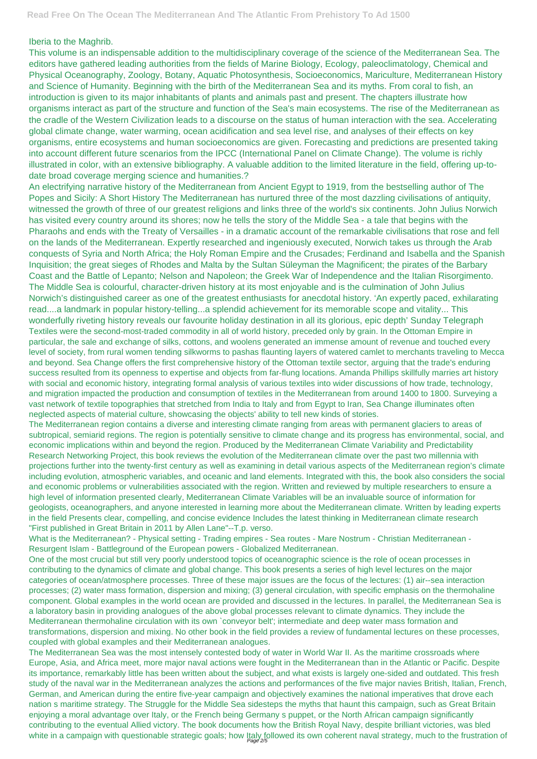Iberia to the Maghrib.

This volume is an indispensable addition to the multidisciplinary coverage of the science of the Mediterranean Sea. The editors have gathered leading authorities from the fields of Marine Biology, Ecology, paleoclimatology, Chemical and Physical Oceanography, Zoology, Botany, Aquatic Photosynthesis, Socioeconomics, Mariculture, Mediterranean History and Science of Humanity. Beginning with the birth of the Mediterranean Sea and its myths. From coral to fish, an introduction is given to its major inhabitants of plants and animals past and present. The chapters illustrate how organisms interact as part of the structure and function of the Sea's main ecosystems. The rise of the Mediterranean as the cradle of the Western Civilization leads to a discourse on the status of human interaction with the sea. Accelerating global climate change, water warming, ocean acidification and sea level rise, and analyses of their effects on key organisms, entire ecosystems and human socioeconomics are given. Forecasting and predictions are presented taking into account different future scenarios from the IPCC (International Panel on Climate Change). The volume is richly illustrated in color, with an extensive bibliography. A valuable addition to the limited literature in the field, offering up-to-date broad coverage merging science and humanities.?

An electrifying narrative history of the Mediterranean from Ancient Egypt to 1919, from the bestselling author of The Popes and Sicily: A Short History The Mediterranean has nurtured three of the most dazzling civilisations of antiquity, witnessed the growth of three of our greatest religions and links three of the world's six continents. John Julius Norwich has visited every country around its shores; now he tells the story of the Middle Sea - a tale that begins with the Pharaohs and ends with the Treaty of Versailles - in a dramatic account of the remarkable civilisations that rose and fell on the lands of the Mediterranean. Expertly researched and ingeniously executed, Norwich takes us through the Arab conquests of Syria and North Africa; the Holy Roman Empire and the Crusades; Ferdinand and Isabella and the Spanish Inquisition; the great sieges of Rhodes and Malta by the Sultan Süleyman the Magnificent; the pirates of the Barbary Coast and the Battle of Lepanto; Nelson and Napoleon; the Greek War of Independence and the Italian Risorgimento. The Middle Sea is colourful, character-driven history at its most enjoyable and is the culmination of John Julius Norwich's distinguished career as one of the greatest enthusiasts for anecdotal history. 'An expertly paced, exhilarating read....a landmark in popular history-telling...a splendid achievement for its memorable scope and vitality... This wonderfully riveting history reveals our favourite holiday destination in all its glorious, epic depth' Sunday Telegraph

Textiles were the second-most-traded commodity in all of world history, preceded only by grain. In the Ottoman Empire in particular, the sale and exchange of silks, cottons, and woolens generated an immense amount of revenue and touched every level of society, from rural women tending silkworms to pashas flaunting layers of watered camlet to merchants traveling to Mecca and beyond. Sea Change offers the first comprehensive history of the Ottoman textile sector, arguing that the trade's enduring success resulted from its openness to expertise and objects from far-flung locations. Amanda Phillips skillfully marries art history with social and economic history, integrating formal analysis of various textiles into wider discussions of how trade, technology, and migration impacted the production and consumption of textiles in the Mediterranean from around 1400 to 1800. Surveying a vast network of textile topographies that stretched from India to Italy and from Egypt to Iran, Sea Change illuminates often neglected aspects of material culture, showcasing the objects' ability to tell new kinds of stories.

The Mediterranean region contains a diverse and interesting climate ranging from areas with permanent glaciers to areas of subtropical, semiarid regions. The region is potentially sensitive to climate change and its progress has environmental, social, and economic implications within and beyond the region. Produced by the Mediterranean Climate Variability and Predictability Research Networking Project, this book reviews the evolution of the Mediterranean climate over the past two millennia with projections further into the twenty-first century as well as examining in detail various aspects of the Mediterranean region's climate including evolution, atmospheric variables, and oceanic and land elements. Integrated with this, the book also considers the social and economic problems or vulnerabilities associated with the region. Written and reviewed by multiple researchers to ensure a high level of information presented clearly, Mediterranean Climate Variables will be an invaluable source of information for geologists, oceanographers, and anyone interested in learning more about the Mediterranean climate. Written by leading experts in the field Presents clear, compelling, and concise evidence Includes the latest thinking in Mediterranean climate research "First published in Great Britain in 2011 by Allen Lane"--T.p. verso.

What is the Mediterranean? - Physical setting - Trading empires - Sea routes - Mare Nostrum - Christian Mediterranean - Resurgent Islam - Battleground of the European powers - Globalized Mediterranean.

One of the most crucial but still very poorly understood topics of oceanographic science is the role of ocean processes in contributing to the dynamics of climate and global change. This book presents a series of high level lectures on the major categories of ocean/atmosphere processes. Three of these major issues are the focus of the lectures: (1) air--sea interaction processes; (2) water mass formation, dispersion and mixing; (3) general circulation, with specific emphasis on the thermohaline component. Global examples in the world ocean are provided and discussed in the lectures. In parallel, the Mediterranean Sea is a laboratory basin in providing analogues of the above global processes relevant to climate dynamics. They include the Mediterranean thermohaline circulation with its own `conveyor belt'; intermediate and deep water mass formation and transformations, dispersion and mixing. No other book in the field provides a review of fundamental lectures on these processes, coupled with global examples and their Mediterranean analogues.

The Mediterranean Sea was the most intensely contested body of water in World War II. As the maritime crossroads where Europe, Asia, and Africa meet, more major naval actions were fought in the Mediterranean than in the Atlantic or Pacific. Despite its importance, remarkably little has been written about the subject, and what exists is largely one-sided and outdated. This fresh study of the naval war in the Mediterranean analyzes the actions and performances of the five major navies British, Italian, French, German, and American during the entire five-year campaign and objectively examines the national imperatives that drove each nation s maritime strategy. The Struggle for the Middle Sea sidesteps the myths that haunt this campaign, such as Great Britain enjoying a moral advantage over Italy, or the French being Germany s puppet, or the North African campaign significantly contributing to the eventual Allied victory. The book documents how the British Royal Navy, despite brilliant victories, was bled white in a campaign with questionable strategic goals; how Italy followed its own coherent naval strategy, much to the frustration of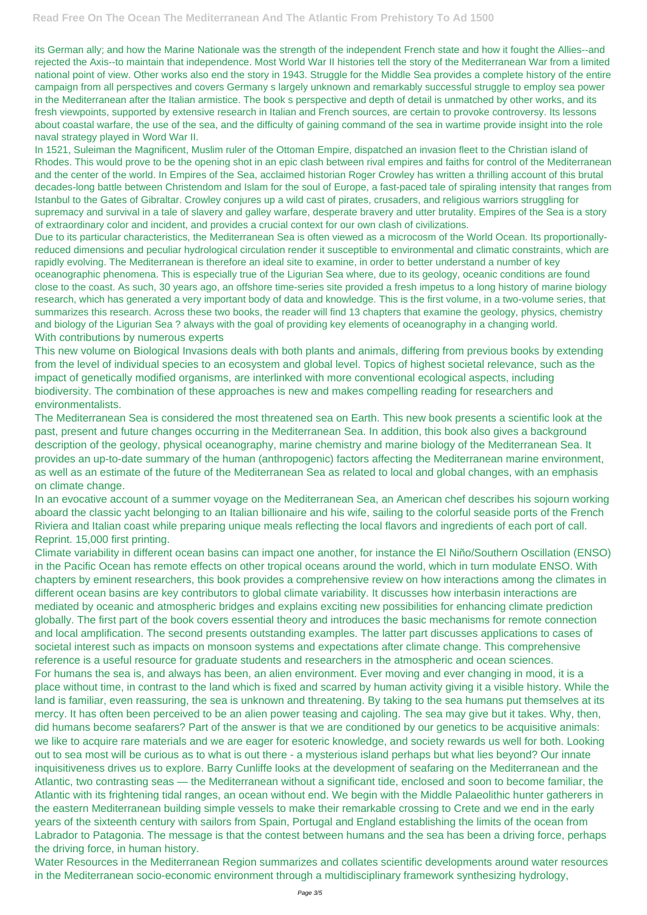its German ally; and how the Marine Nationale was the strength of the independent French state and how it fought the Allies--and rejected the Axis--to maintain that independence. Most World War II histories tell the story of the Mediterranean War from a limited national point of view. Other works also end the story in 1943. Struggle for the Middle Sea provides a complete history of the entire campaign from all perspectives and covers Germany s largely unknown and remarkably successful struggle to employ sea power in the Mediterranean after the Italian armistice. The book s perspective and depth of detail is unmatched by other works, and its fresh viewpoints, supported by extensive research in Italian and French sources, are certain to provoke controversy. Its lessons about coastal warfare, the use of the sea, and the difficulty of gaining command of the sea in wartime provide insight into the role naval strategy played in Word War II.

In 1521, Suleiman the Magnificent, Muslim ruler of the Ottoman Empire, dispatched an invasion fleet to the Christian island of Rhodes. This would prove to be the opening shot in an epic clash between rival empires and faiths for control of the Mediterranean and the center of the world. In Empires of the Sea, acclaimed historian Roger Crowley has written a thrilling account of this brutal decades-long battle between Christendom and Islam for the soul of Europe, a fast-paced tale of spiraling intensity that ranges from Istanbul to the Gates of Gibraltar. Crowley conjures up a wild cast of pirates, crusaders, and religious warriors struggling for supremacy and survival in a tale of slavery and galley warfare, desperate bravery and utter brutality. Empires of the Sea is a story of extraordinary color and incident, and provides a crucial context for our own clash of civilizations.

Due to its particular characteristics, the Mediterranean Sea is often viewed as a microcosm of the World Ocean. Its proportionally-reduced dimensions and peculiar hydrological circulation render it susceptible to environmental and climatic constraints, which are rapidly evolving. The Mediterranean is therefore an ideal site to examine, in order to better understand a number of key oceanographic phenomena. This is especially true of the Ligurian Sea where, due to its geology, oceanic conditions are found close to the coast. As such, 30 years ago, an offshore time-series site provided a fresh impetus to a long history of marine biology research, which has generated a very important body of data and knowledge. This is the first volume, in a two-volume series, that summarizes this research. Across these two books, the reader will find 13 chapters that examine the geology, physics, chemistry and biology of the Ligurian Sea ? always with the goal of providing key elements of oceanography in a changing world.

With contributions by numerous experts

This new volume on Biological Invasions deals with both plants and animals, differing from previous books by extending from the level of individual species to an ecosystem and global level. Topics of highest societal relevance, such as the impact of genetically modified organisms, are interlinked with more conventional ecological aspects, including biodiversity. The combination of these approaches is new and makes compelling reading for researchers and environmentalists.

The Mediterranean Sea is considered the most threatened sea on Earth. This new book presents a scientific look at the past, present and future changes occurring in the Mediterranean Sea. In addition, this book also gives a background description of the geology, physical oceanography, marine chemistry and marine biology of the Mediterranean Sea. It provides an up-to-date summary of the human (anthropogenic) factors affecting the Mediterranean marine environment, as well as an estimate of the future of the Mediterranean Sea as related to local and global changes, with an emphasis on climate change.

In an evocative account of a summer voyage on the Mediterranean Sea, an American chef describes his sojourn working aboard the classic yacht belonging to an Italian billionaire and his wife, sailing to the colorful seaside ports of the French Riviera and Italian coast while preparing unique meals reflecting the local flavors and ingredients of each port of call. Reprint. 15,000 first printing.

Climate variability in different ocean basins can impact one another, for instance the El Niño/Southern Oscillation (ENSO) in the Pacific Ocean has remote effects on other tropical oceans around the world, which in turn modulate ENSO. With chapters by eminent researchers, this book provides a comprehensive review on how interactions among the climates in different ocean basins are key contributors to global climate variability. It discusses how interbasin interactions are mediated by oceanic and atmospheric bridges and explains exciting new possibilities for enhancing climate prediction globally. The first part of the book covers essential theory and introduces the basic mechanisms for remote connection and local amplification. The second presents outstanding examples. The latter part discusses applications to cases of societal interest such as impacts on monsoon systems and expectations after climate change. This comprehensive reference is a useful resource for graduate students and researchers in the atmospheric and ocean sciences.

For humans the sea is, and always has been, an alien environment. Ever moving and ever changing in mood, it is a place without time, in contrast to the land which is fixed and scarred by human activity giving it a visible history. While the land is familiar, even reassuring, the sea is unknown and threatening. By taking to the sea humans put themselves at its mercy. It has often been perceived to be an alien power teasing and cajoling. The sea may give but it takes. Why, then, did humans become seafarers? Part of the answer is that we are conditioned by our genetics to be acquisitive animals: we like to acquire rare materials and we are eager for esoteric knowledge, and society rewards us well for both. Looking out to sea most will be curious as to what is out there - a mysterious island perhaps but what lies beyond? Our innate inquisitiveness drives us to explore. Barry Cunliffe looks at the development of seafaring on the Mediterranean and the Atlantic, two contrasting seas — the Mediterranean without a significant tide, enclosed and soon to become familiar, the Atlantic with its frightening tidal ranges, an ocean without end. We begin with the Middle Palaeolithic hunter gatherers in the eastern Mediterranean building simple vessels to make their remarkable crossing to Crete and we end in the early years of the sixteenth century with sailors from Spain, Portugal and England establishing the limits of the ocean from Labrador to Patagonia. The message is that the contest between humans and the sea has been a driving force, perhaps the driving force, in human history.

Water Resources in the Mediterranean Region summarizes and collates scientific developments around water resources in the Mediterranean socio-economic environment through a multidisciplinary framework synthesizing hydrology,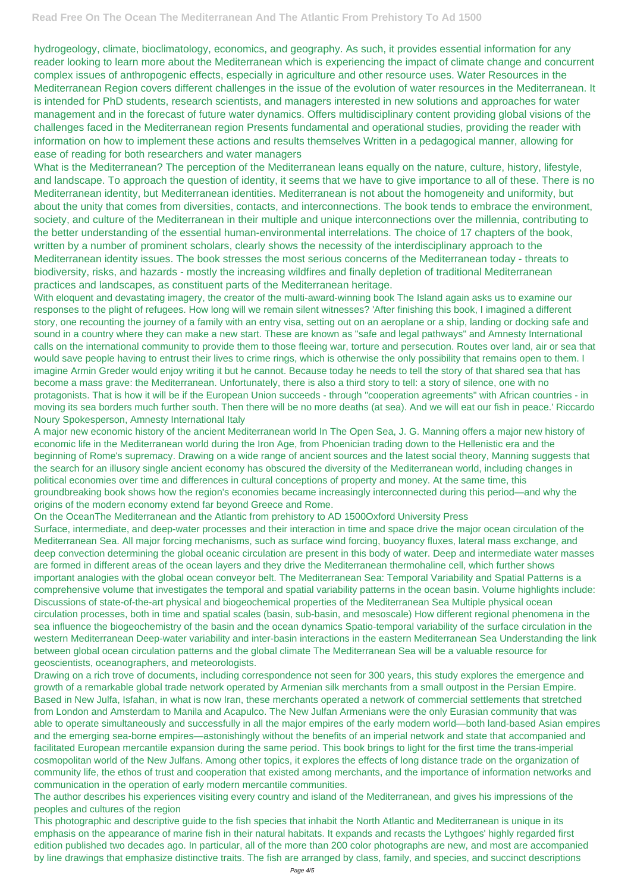hydrogeology, climate, bioclimatology, economics, and geography. As such, it provides essential information for any reader looking to learn more about the Mediterranean which is experiencing the impact of climate change and concurrent complex issues of anthropogenic effects, especially in agriculture and other resource uses. Water Resources in the Mediterranean Region covers different challenges in the issue of the evolution of water resources in the Mediterranean. It is intended for PhD students, research scientists, and managers interested in new solutions and approaches for water management and in the forecast of future water dynamics. Offers multidisciplinary content providing global visions of the challenges faced in the Mediterranean region Presents fundamental and operational studies, providing the reader with information on how to implement these actions and results themselves Written in a pedagogical manner, allowing for ease of reading for both researchers and water managers

What is the Mediterranean? The perception of the Mediterranean leans equally on the nature, culture, history, lifestyle, and landscape. To approach the question of identity, it seems that we have to give importance to all of these. There is no Mediterranean identity, but Mediterranean identities. Mediterranean is not about the homogeneity and uniformity, but about the unity that comes from diversities, contacts, and interconnections. The book tends to embrace the environment, society, and culture of the Mediterranean in their multiple and unique interconnections over the millennia, contributing to the better understanding of the essential human-environmental interrelations. The choice of 17 chapters of the book, written by a number of prominent scholars, clearly shows the necessity of the interdisciplinary approach to the Mediterranean identity issues. The book stresses the most serious concerns of the Mediterranean today - threats to biodiversity, risks, and hazards - mostly the increasing wildfires and finally depletion of traditional Mediterranean practices and landscapes, as constituent parts of the Mediterranean heritage.

With eloquent and devastating imagery, the creator of the multi-award-winning book The Island again asks us to examine our responses to the plight of refugees. How long will we remain silent witnesses? 'After finishing this book, I imagined a different story, one recounting the journey of a family with an entry visa, setting out on an aeroplane or a ship, landing or docking safe and sound in a country where they can make a new start. These are known as "safe and legal pathways" and Amnesty International calls on the international community to provide them to those fleeing war, torture and persecution. Routes over land, air or sea that would save people having to entrust their lives to crime rings, which is otherwise the only possibility that remains open to them. I imagine Armin Greder would enjoy writing it but he cannot. Because today he needs to tell the story of that shared sea that has become a mass grave: the Mediterranean. Unfortunately, there is also a third story to tell: a story of silence, one with no protagonists. That is how it will be if the European Union succeeds - through "cooperation agreements" with African countries - in moving its sea borders much further south. Then there will be no more deaths (at sea). And we will eat our fish in peace.' Riccardo Noury Spokesperson, Amnesty International Italy

A major new economic history of the ancient Mediterranean world In The Open Sea, J. G. Manning offers a major new history of economic life in the Mediterranean world during the Iron Age, from Phoenician trading down to the Hellenistic era and the beginning of Rome's supremacy. Drawing on a wide range of ancient sources and the latest social theory, Manning suggests that the search for an illusory single ancient economy has obscured the diversity of the Mediterranean world, including changes in political economies over time and differences in cultural conceptions of property and money. At the same time, this groundbreaking book shows how the region's economies became increasingly interconnected during this period—and why the origins of the modern economy extend far beyond Greece and Rome.

On the OceanThe Mediterranean and the Atlantic from prehistory to AD 1500Oxford University Press

Surface, intermediate, and deep-water processes and their interaction in time and space drive the major ocean circulation of the Mediterranean Sea. All major forcing mechanisms, such as surface wind forcing, buoyancy fluxes, lateral mass exchange, and deep convection determining the global oceanic circulation are present in this body of water. Deep and intermediate water masses are formed in different areas of the ocean layers and they drive the Mediterranean thermohaline cell, which further shows important analogies with the global ocean conveyor belt. The Mediterranean Sea: Temporal Variability and Spatial Patterns is a comprehensive volume that investigates the temporal and spatial variability patterns in the ocean basin. Volume highlights include: Discussions of state-of-the-art physical and biogeochemical properties of the Mediterranean Sea Multiple physical ocean circulation processes, both in time and spatial scales (basin, sub-basin, and mesoscale) How different regional phenomena in the sea influence the biogeochemistry of the basin and the ocean dynamics Spatio-temporal variability of the surface circulation in the western Mediterranean Deep-water variability and inter-basin interactions in the eastern Mediterranean Sea Understanding the link between global ocean circulation patterns and the global climate The Mediterranean Sea will be a valuable resource for geoscientists, oceanographers, and meteorologists.

Drawing on a rich trove of documents, including correspondence not seen for 300 years, this study explores the emergence and growth of a remarkable global trade network operated by Armenian silk merchants from a small outpost in the Persian Empire. Based in New Julfa, Isfahan, in what is now Iran, these merchants operated a network of commercial settlements that stretched from London and Amsterdam to Manila and Acapulco. The New Julfan Armenians were the only Eurasian community that was able to operate simultaneously and successfully in all the major empires of the early modern world—both land-based Asian empires and the emerging sea-borne empires—astonishingly without the benefits of an imperial network and state that accompanied and facilitated European mercantile expansion during the same period. This book brings to light for the first time the trans-imperial cosmopolitan world of the New Julfans. Among other topics, it explores the effects of long distance trade on the organization of community life, the ethos of trust and cooperation that existed among merchants, and the importance of information networks and communication in the operation of early modern mercantile communities.

The author describes his experiences visiting every country and island of the Mediterranean, and gives his impressions of the peoples and cultures of the region

This photographic and descriptive guide to the fish species that inhabit the North Atlantic and Mediterranean is unique in its emphasis on the appearance of marine fish in their natural habitats. It expands and recasts the Lythgoes' highly regarded first edition published two decades ago. In particular, all of the more than 200 color photographs are new, and most are accompanied by line drawings that emphasize distinctive traits. The fish are arranged by class, family, and species, and succinct descriptions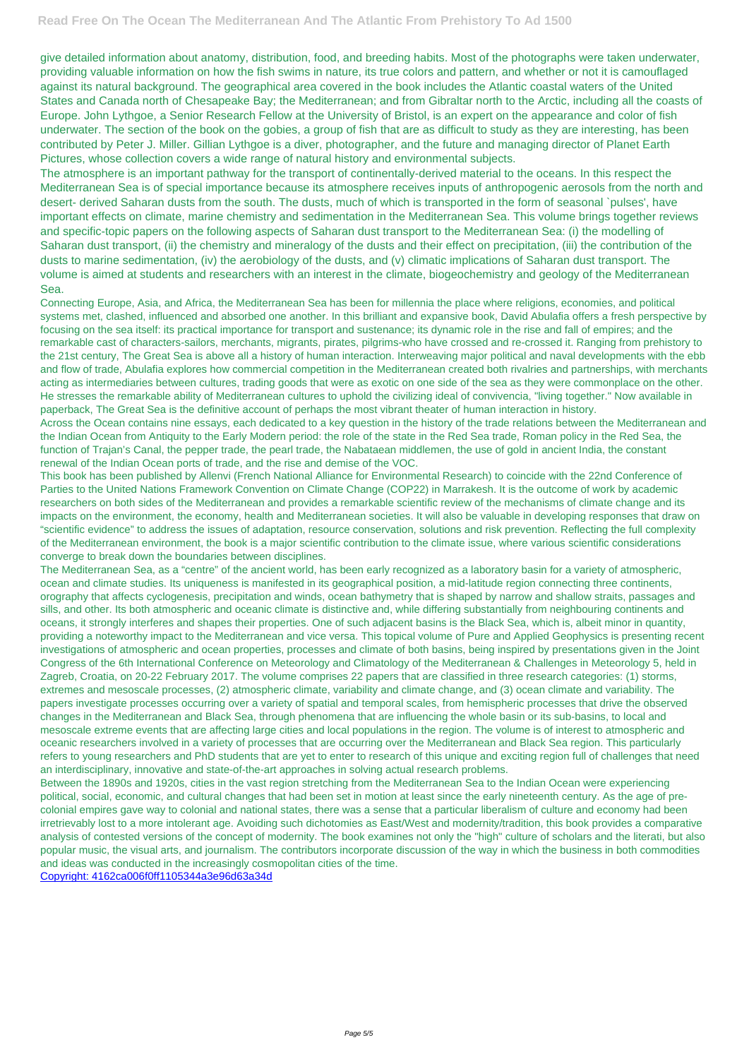give detailed information about anatomy, distribution, food, and breeding habits. Most of the photographs were taken underwater, providing valuable information on how the fish swims in nature, its true colors and pattern, and whether or not it is camouflaged against its natural background. The geographical area covered in the book includes the Atlantic coastal waters of the United States and Canada north of Chesapeake Bay; the Mediterranean; and from Gibraltar north to the Arctic, including all the coasts of Europe. John Lythgoe, a Senior Research Fellow at the University of Bristol, is an expert on the appearance and color of fish underwater. The section of the book on the gobies, a group of fish that are as difficult to study as they are interesting, has been contributed by Peter J. Miller. Gillian Lythgoe is a diver, photographer, and the future and managing director of Planet Earth Pictures, whose collection covers a wide range of natural history and environmental subjects.

The atmosphere is an important pathway for the transport of continentally-derived material to the oceans. In this respect the Mediterranean Sea is of special importance because its atmosphere receives inputs of anthropogenic aerosols from the north and desert- derived Saharan dusts from the south. The dusts, much of which is transported in the form of seasonal `pulses', have important effects on climate, marine chemistry and sedimentation in the Mediterranean Sea. This volume brings together reviews and specific-topic papers on the following aspects of Saharan dust transport to the Mediterranean Sea: (i) the modelling of Saharan dust transport, (ii) the chemistry and mineralogy of the dusts and their effect on precipitation, (iii) the contribution of the dusts to marine sedimentation, (iv) the aerobiology of the dusts, and (v) climatic implications of Saharan dust transport. The volume is aimed at students and researchers with an interest in the climate, biogeochemistry and geology of the Mediterranean Sea.

Connecting Europe, Asia, and Africa, the Mediterranean Sea has been for millennia the place where religions, economies, and political systems met, clashed, influenced and absorbed one another. In this brilliant and expansive book, David Abulafia offers a fresh perspective by focusing on the sea itself: its practical importance for transport and sustenance; its dynamic role in the rise and fall of empires; and the remarkable cast of characters-sailors, merchants, migrants, pirates, pilgrims-who have crossed and re-crossed it. Ranging from prehistory to the 21st century, The Great Sea is above all a history of human interaction. Interweaving major political and naval developments with the ebb and flow of trade, Abulafia explores how commercial competition in the Mediterranean created both rivalries and partnerships, with merchants acting as intermediaries between cultures, trading goods that were as exotic on one side of the sea as they were commonplace on the other. He stresses the remarkable ability of Mediterranean cultures to uphold the civilizing ideal of convivencia, "living together." Now available in paperback, The Great Sea is the definitive account of perhaps the most vibrant theater of human interaction in history.

Across the Ocean contains nine essays, each dedicated to a key question in the history of the trade relations between the Mediterranean and the Indian Ocean from Antiquity to the Early Modern period: the role of the state in the Red Sea trade, Roman policy in the Red Sea, the function of Trajan's Canal, the pepper trade, the pearl trade, the Nabataean middlemen, the use of gold in ancient India, the constant renewal of the Indian Ocean ports of trade, and the rise and demise of the VOC.

This book has been published by Allenvi (French National Alliance for Environmental Research) to coincide with the 22nd Conference of Parties to the United Nations Framework Convention on Climate Change (COP22) in Marrakesh. It is the outcome of work by academic researchers on both sides of the Mediterranean and provides a remarkable scientific review of the mechanisms of climate change and its impacts on the environment, the economy, health and Mediterranean societies. It will also be valuable in developing responses that draw on “scientific evidence” to address the issues of adaptation, resource conservation, solutions and risk prevention. Reflecting the full complexity of the Mediterranean environment, the book is a major scientific contribution to the climate issue, where various scientific considerations converge to break down the boundaries between disciplines.

The Mediterranean Sea, as a “centre” of the ancient world, has been early recognized as a laboratory basin for a variety of atmospheric, ocean and climate studies. Its uniqueness is manifested in its geographical position, a mid-latitude region connecting three continents, orography that affects cyclogenesis, precipitation and winds, ocean bathymetry that is shaped by narrow and shallow straits, passages and sills, and other. Its both atmospheric and oceanic climate is distinctive and, while differing substantially from neighbouring continents and oceans, it strongly interferes and shapes their properties. One of such adjacent basins is the Black Sea, which is, albeit minor in quantity, providing a noteworthy impact to the Mediterranean and vice versa. This topical volume of Pure and Applied Geophysics is presenting recent investigations of atmospheric and ocean properties, processes and climate of both basins, being inspired by presentations given in the Joint Congress of the 6th International Conference on Meteorology and Climatology of the Mediterranean & Challenges in Meteorology 5, held in Zagreb, Croatia, on 20-22 February 2017. The volume comprises 22 papers that are classified in three research categories: (1) storms, extremes and mesoscale processes, (2) atmospheric climate, variability and climate change, and (3) ocean climate and variability. The papers investigate processes occurring over a variety of spatial and temporal scales, from hemispheric processes that drive the observed changes in the Mediterranean and Black Sea, through phenomena that are influencing the whole basin or its sub-basins, to local and mesoscale extreme events that are affecting large cities and local populations in the region. The volume is of interest to atmospheric and oceanic researchers involved in a variety of processes that are occurring over the Mediterranean and Black Sea region. This particularly refers to young researchers and PhD students that are yet to enter to research of this unique and exciting region full of challenges that need an interdisciplinary, innovative and state-of-the-art approaches in solving actual research problems.

Between the 1890s and 1920s, cities in the vast region stretching from the Mediterranean Sea to the Indian Ocean were experiencing political, social, economic, and cultural changes that had been set in motion at least since the early nineteenth century. As the age of pre-colonial empires gave way to colonial and national states, there was a sense that a particular liberalism of culture and economy had been irretrievably lost to a more intolerant age. Avoiding such dichotomies as East/West and modernity/tradition, this book provides a comparative analysis of contested versions of the concept of modernity. The book examines not only the "high" culture of scholars and the literati, but also popular music, the visual arts, and journalism. The contributors incorporate discussion of the way in which the business in both commodities and ideas was conducted in the increasingly cosmopolitan cities of the time.

Copyright: 4162ca006f0ff1105344a3e96d63a34d